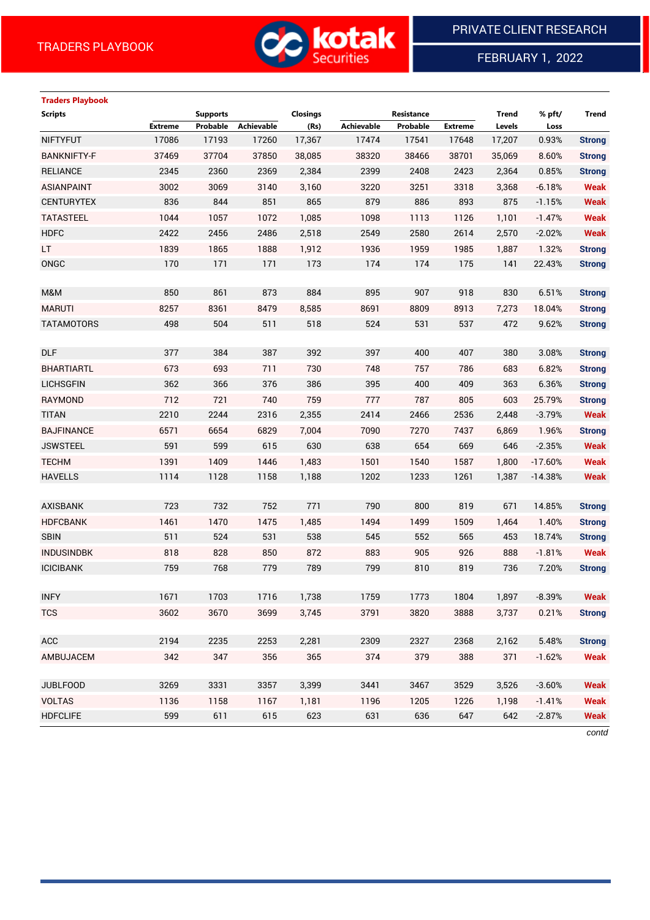# TRADERS PLAYBOOK

PRIVATE CLIENT RESEARCH

FEBRUARY 1, 2022

**Traders Playbook**

| Scripts | Supports | | | Closings | Resistance | | | Trend | % pft/ | Trend |
|---|---|---|---|---|---|---|---|---|---|---|
| | Extreme | Probable | Achievable | (Rs) | Achievable | Probable | Extreme | Levels | Loss | |
| NIFTYFUT | 17086 | 17193 | 17260 | 17,367 | 17474 | 17541 | 17648 | 17,207 | 0.93% | Strong |
| BANKNIFTY-F | 37469 | 37704 | 37850 | 38,085 | 38320 | 38466 | 38701 | 35,069 | 8.60% | Strong |
| RELIANCE | 2345 | 2360 | 2369 | 2,384 | 2399 | 2408 | 2423 | 2,364 | 0.85% | Strong |
| ASIANPAINT | 3002 | 3069 | 3140 | 3,160 | 3220 | 3251 | 3318 | 3,368 | -6.18% | Weak |
| CENTURYTEX | 836 | 844 | 851 | 865 | 879 | 886 | 893 | 875 | -1.15% | Weak |
| TATASTEEL | 1044 | 1057 | 1072 | 1,085 | 1098 | 1113 | 1126 | 1,101 | -1.47% | Weak |
| HDFC | 2422 | 2456 | 2486 | 2,518 | 2549 | 2580 | 2614 | 2,570 | -2.02% | Weak |
| LT | 1839 | 1865 | 1888 | 1,912 | 1936 | 1959 | 1985 | 1,887 | 1.32% | Strong |
| ONGC | 170 | 171 | 171 | 173 | 174 | 174 | 175 | 141 | 22.43% | Strong |
| | | | | | | | | | | |
| M&M | 850 | 861 | 873 | 884 | 895 | 907 | 918 | 830 | 6.51% | Strong |
| MARUTI | 8257 | 8361 | 8479 | 8,585 | 8691 | 8809 | 8913 | 7,273 | 18.04% | Strong |
| TATAMOTORS | 498 | 504 | 511 | 518 | 524 | 531 | 537 | 472 | 9.62% | Strong |
| | | | | | | | | | | |
| DLF | 377 | 384 | 387 | 392 | 397 | 400 | 407 | 380 | 3.08% | Strong |
| BHARTIARTL | 673 | 693 | 711 | 730 | 748 | 757 | 786 | 683 | 6.82% | Strong |
| LICHSGFIN | 362 | 366 | 376 | 386 | 395 | 400 | 409 | 363 | 6.36% | Strong |
| RAYMOND | 712 | 721 | 740 | 759 | 777 | 787 | 805 | 603 | 25.79% | Strong |
| TITAN | 2210 | 2244 | 2316 | 2,355 | 2414 | 2466 | 2536 | 2,448 | -3.79% | Weak |
| BAJFINANCE | 6571 | 6654 | 6829 | 7,004 | 7090 | 7270 | 7437 | 6,869 | 1.96% | Strong |
| JSWSTEEL | 591 | 599 | 615 | 630 | 638 | 654 | 669 | 646 | -2.35% | Weak |
| TECHM | 1391 | 1409 | 1446 | 1,483 | 1501 | 1540 | 1587 | 1,800 | -17.60% | Weak |
| HAVELLS | 1114 | 1128 | 1158 | 1,188 | 1202 | 1233 | 1261 | 1,387 | -14.38% | Weak |
| | | | | | | | | | | |
| AXISBANK | 723 | 732 | 752 | 771 | 790 | 800 | 819 | 671 | 14.85% | Strong |
| HDFCBANK | 1461 | 1470 | 1475 | 1,485 | 1494 | 1499 | 1509 | 1,464 | 1.40% | Strong |
| SBIN | 511 | 524 | 531 | 538 | 545 | 552 | 565 | 453 | 18.74% | Strong |
| INDUSINDBK | 818 | 828 | 850 | 872 | 883 | 905 | 926 | 888 | -1.81% | Weak |
| ICICIBANK | 759 | 768 | 779 | 789 | 799 | 810 | 819 | 736 | 7.20% | Strong |
| | | | | | | | | | | |
| INFY | 1671 | 1703 | 1716 | 1,738 | 1759 | 1773 | 1804 | 1,897 | -8.39% | Weak |
| TCS | 3602 | 3670 | 3699 | 3,745 | 3791 | 3820 | 3888 | 3,737 | 0.21% | Strong |
| | | | | | | | | | | |
| ACC | 2194 | 2235 | 2253 | 2,281 | 2309 | 2327 | 2368 | 2,162 | 5.48% | Strong |
| AMBUJACEM | 342 | 347 | 356 | 365 | 374 | 379 | 388 | 371 | -1.62% | Weak |
| | | | | | | | | | | |
| JUBLFOOD | 3269 | 3331 | 3357 | 3,399 | 3441 | 3467 | 3529 | 3,526 | -3.60% | Weak |
| VOLTAS | 1136 | 1158 | 1167 | 1,181 | 1196 | 1205 | 1226 | 1,198 | -1.41% | Weak |
| HDFCLIFE | 599 | 611 | 615 | 623 | 631 | 636 | 647 | 642 | -2.87% | Weak |

*contd*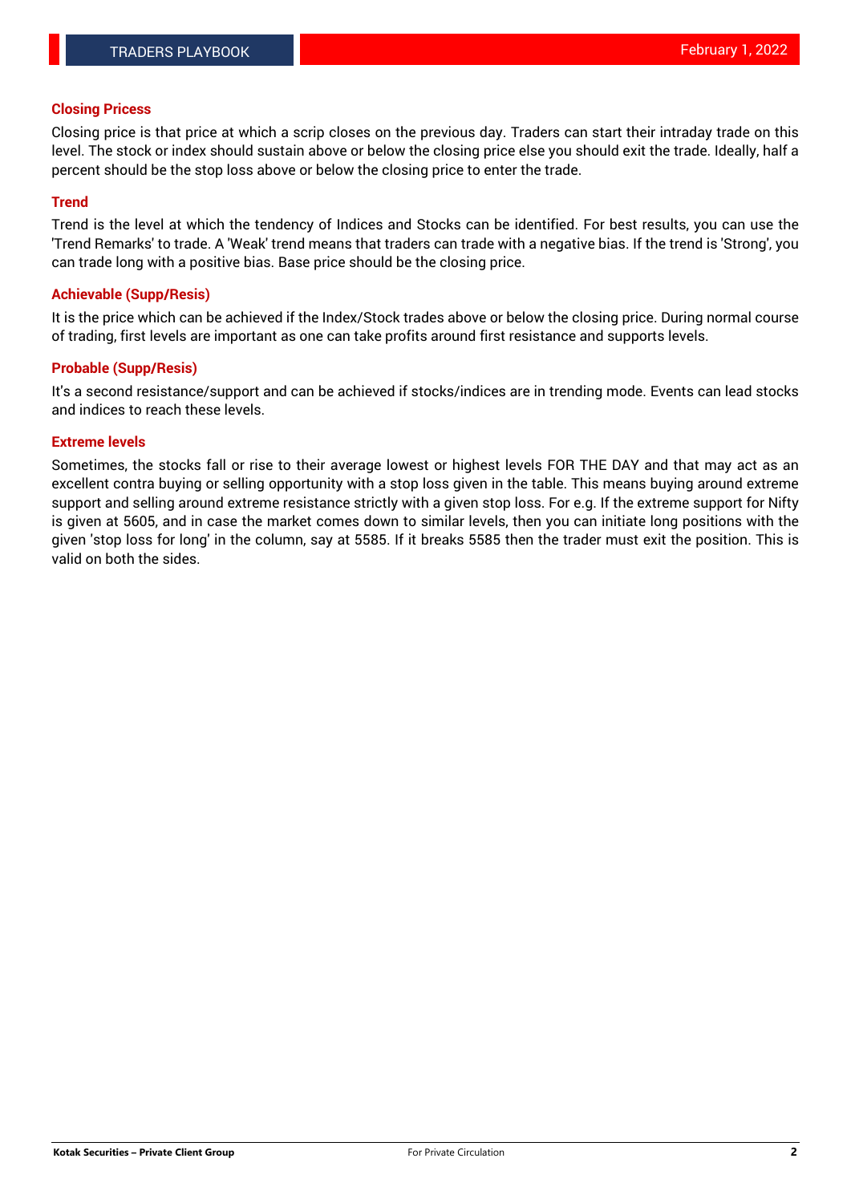## Closing Pricess

Closing price is that price at which a scrip closes on the previous day. Traders can start their intraday trade on this level. The stock or index should sustain above or below the closing price else you should exit the trade. Ideally, half a percent should be the stop loss above or below the closing price to enter the trade.

## Trend

Trend is the level at which the tendency of Indices and Stocks can be identified. For best results, you can use the 'Trend Remarks' to trade. A 'Weak' trend means that traders can trade with a negative bias. If the trend is 'Strong', you can trade long with a positive bias. Base price should be the closing price.

## Achievable (Supp/Resis)

It is the price which can be achieved if the Index/Stock trades above or below the closing price. During normal course of trading, first levels are important as one can take profits around first resistance and supports levels.

## Probable (Supp/Resis)

It's a second resistance/support and can be achieved if stocks/indices are in trending mode. Events can lead stocks and indices to reach these levels.

## Extreme levels

Sometimes, the stocks fall or rise to their average lowest or highest levels FOR THE DAY and that may act as an excellent contra buying or selling opportunity with a stop loss given in the table. This means buying around extreme support and selling around extreme resistance strictly with a given stop loss. For e.g. If the extreme support for Nifty is given at 5605, and in case the market comes down to similar levels, then you can initiate long positions with the given 'stop loss for long' in the column, say at 5585. If it breaks 5585 then the trader must exit the position. This is valid on both the sides.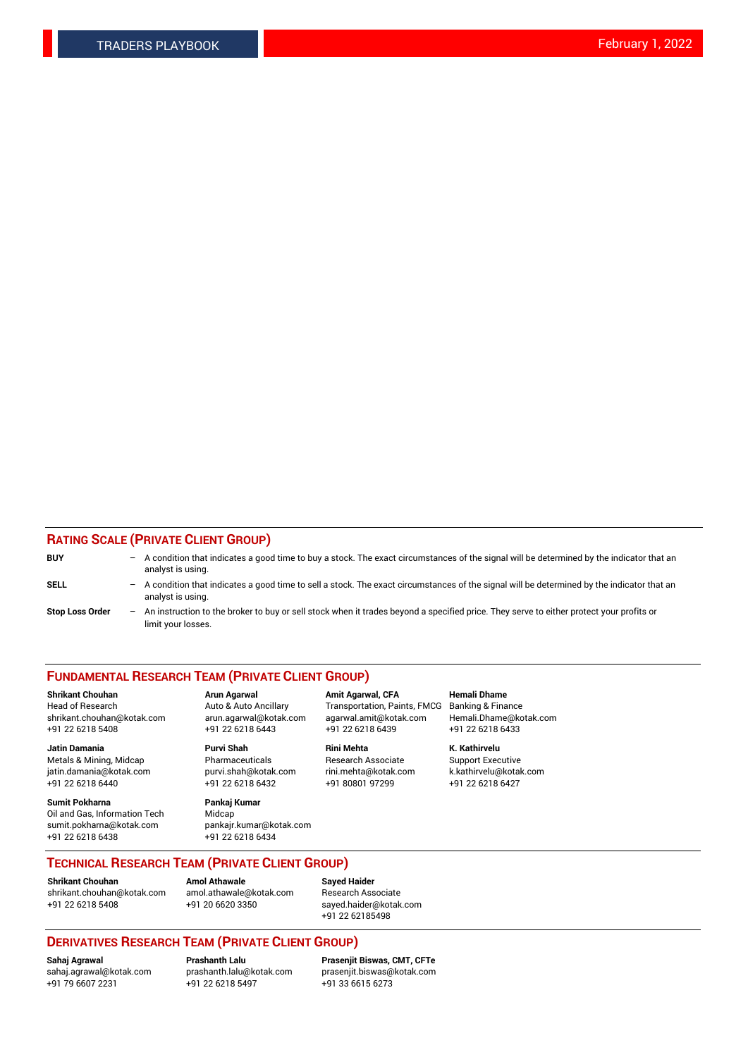## RATING SCALE (PRIVATE CLIENT GROUP)

**BUY** – A condition that indicates a good time to buy a stock. The exact circumstances of the signal will be determined by the indicator that an analyst is using.

**SELL** – A condition that indicates a good time to sell a stock. The exact circumstances of the signal will be determined by the indicator that an analyst is using.

**Stop Loss Order** – An instruction to the broker to buy or sell stock when it trades beyond a specified price. They serve to either protect your profits or limit your losses.

## FUNDAMENTAL RESEARCH TEAM (PRIVATE CLIENT GROUP)

**Shrikant Chouhan**
Head of Research
shrikant.chouhan@kotak.com
+91 22 6218 5408

**Arun Agarwal**
Auto & Auto Ancillary
arun.agarwal@kotak.com
+91 22 6218 6443

**Amit Agarwal, CFA**
Transportation, Paints, FMCG
agarwal.amit@kotak.com
+91 22 6218 6439

**Hemali Dhame**
Banking & Finance
Hemali.Dhame@kotak.com
+91 22 6218 6433

**Jatin Damania**
Metals & Mining, Midcap
jatin.damania@kotak.com
+91 22 6218 6440

**Purvi Shah**
Pharmaceuticals
purvi.shah@kotak.com
+91 22 6218 6432

**Rini Mehta**
Research Associate
rini.mehta@kotak.com
+91 80801 97299

**K. Kathirvelu**
Support Executive
k.kathirvelu@kotak.com
+91 22 6218 6427

**Sumit Pokharna**
Oil and Gas, Information Tech
sumit.pokharna@kotak.com
+91 22 6218 6438

**Pankaj Kumar**
Midcap
pankajr.kumar@kotak.com
+91 22 6218 6434

## TECHNICAL RESEARCH TEAM (PRIVATE CLIENT GROUP)

**Shrikant Chouhan**
shrikant.chouhan@kotak.com
+91 22 6218 5408

**Amol Athawale**
amol.athawale@kotak.com
+91 20 6620 3350

**Sayed Haider**
Research Associate
sayed.haider@kotak.com
+91 22 62185498

## DERIVATIVES RESEARCH TEAM (PRIVATE CLIENT GROUP)

**Sahaj Agrawal**
sahaj.agrawal@kotak.com
+91 79 6607 2231

**Prashanth Lalu**
prashanth.lalu@kotak.com
+91 22 6218 5497

**Prasenjit Biswas, CMT, CFTe**
prasenjit.biswas@kotak.com
+91 33 6615 6273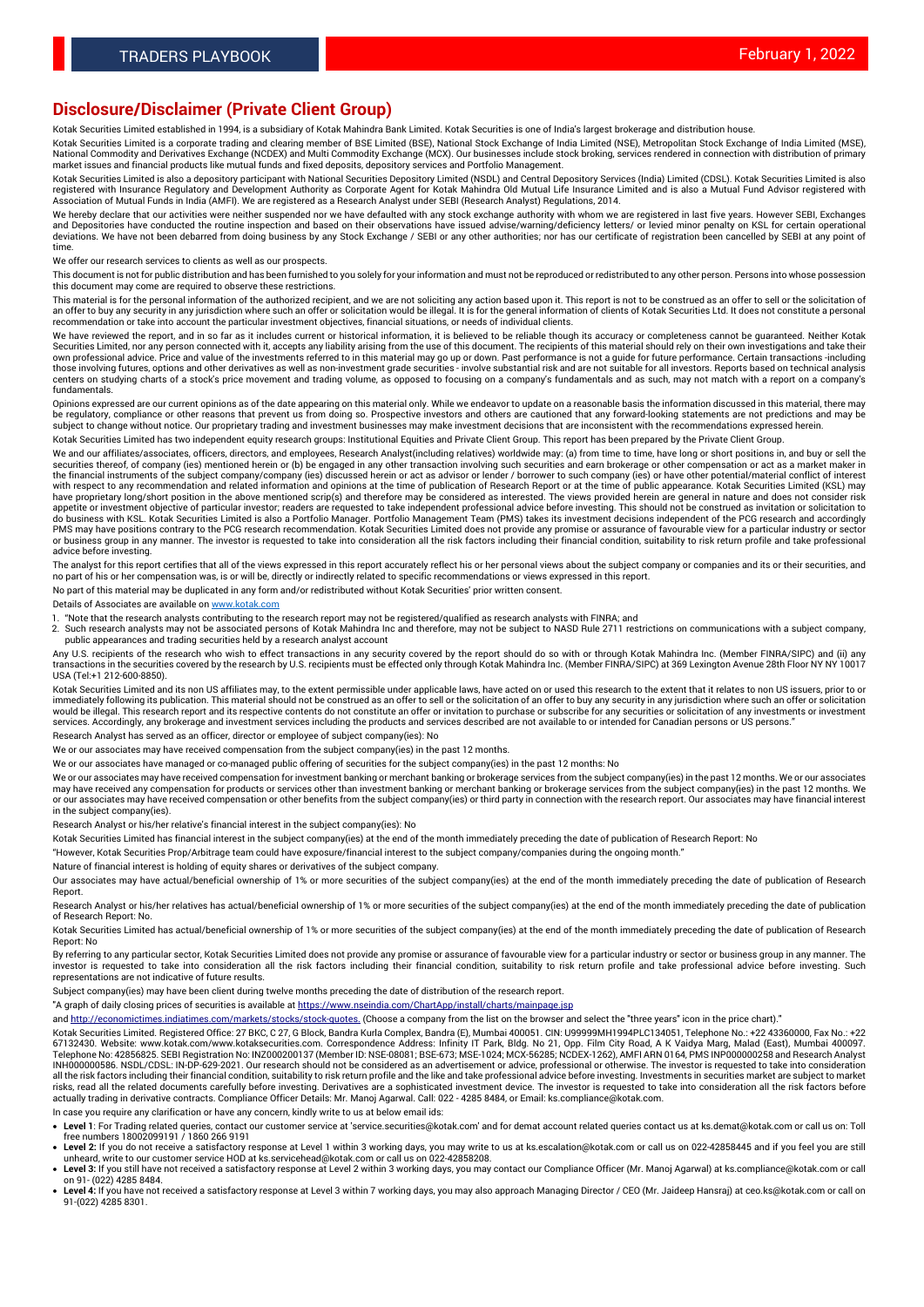## Disclosure/Disclaimer (Private Client Group)

Kotak Securities Limited established in 1994, is a subsidiary of Kotak Mahindra Bank Limited. Kotak Securities is one of India's largest brokerage and distribution house.

Kotak Securities Limited is a corporate trading and clearing member of BSE Limited (BSE), National Stock Exchange of India Limited (NSE), Metropolitan Stock Exchange of India Limited (MSE), National Commodity and Derivatives Exchange (NCDEX) and Multi Commodity Exchange (MCX). Our businesses include stock broking, services rendered in connection with distribution of primary market issues and financial products like mutual funds and fixed deposits, depository services and Portfolio Management.

Kotak Securities Limited is also a depository participant with National Securities Depository Limited (NSDL) and Central Depository Services (India) Limited (CDSL). Kotak Securities Limited is also registered with Insurance Regulatory and Development Authority as Corporate Agent for Kotak Mahindra Old Mutual Life Insurance Limited and is also a Mutual Fund Advisor registered with Association of Mutual Funds in India (AMFI). We are registered as a Research Analyst under SEBI (Research Analyst) Regulations, 2014.

We hereby declare that our activities were neither suspended nor we have defaulted with any stock exchange authority with whom we are registered in last five years. However SEBI, Exchanges and Depositories have conducted the routine inspection and based on their observations have issued advise/warning/deficiency letters/ or levied minor penalty on KSL for certain operational deviations. We have not been debarred from doing business by any Stock Exchange / SEBI or any other authorities; nor has our certificate of registration been cancelled by SEBI at any point of time.

We offer our research services to clients as well as our prospects.

This document is not for public distribution and has been furnished to you solely for your information and must not be reproduced or redistributed to any other person. Persons into whose possession this document may come are required to observe these restrictions.

This material is for the personal information of the authorized recipient, and we are not soliciting any action based upon it. This report is not to be construed as an offer to sell or the solicitation of an offer to buy any security in any jurisdiction where such an offer or solicitation would be illegal. It is for the general information of clients of Kotak Securities Ltd. It does not constitute a personal recommendation or take into account the particular investment objectives, financial situations, or needs of individual clients.

We have reviewed the report, and in so far as it includes current or historical information, it is believed to be reliable though its accuracy or completeness cannot be guaranteed. Neither Kotak Securities Limited, nor any person connected with it, accepts any liability arising from the use of this document. The recipients of this material should rely on their own investigations and take their own professional advice. Price and value of the investments referred to in this material may go up or down. Past performance is not a guide for future performance. Certain transactions -including those involving futures, options and other derivatives as well as non-investment grade securities - involve substantial risk and are not suitable for all investors. Reports based on technical analysis centers on studying charts of a stock's price movement and trading volume, as opposed to focusing on a company's fundamentals and as such, may not match with a report on a company's fundamentals.

Opinions expressed are our current opinions as of the date appearing on this material only. While we endeavor to update on a reasonable basis the information discussed in this material, there may be regulatory, compliance or other reasons that prevent us from doing so. Prospective investors and others are cautioned that any forward-looking statements are not predictions and may be subject to change without notice. Our proprietary trading and investment businesses may make investment decisions that are inconsistent with the recommendations expressed herein.

Kotak Securities Limited has two independent equity research groups: Institutional Equities and Private Client Group. This report has been prepared by the Private Client Group.

We and our affiliates/associates, officers, directors, and employees, Research Analyst(including relatives) worldwide may: (a) from time to time, have long or short positions in, and buy or sell the securities thereof, of company (ies) mentioned herein or (b) be engaged in any other transaction involving such securities and earn brokerage or other compensation or act as a market maker in the financial instruments of the subject company/company (ies) discussed herein or act as advisor or lender / borrower to such company (ies) or have other potential/material conflict of interest with respect to any recommendation and related information and opinions at the time of publication of Research Report or at the time of public appearance. Kotak Securities Limited (KSL) may have proprietary long/short position in the above mentioned scrip(s) and therefore may be considered as interested. The views provided herein are general in nature and does not consider risk appetite or investment objective of particular investor; readers are requested to take independent professional advice before investing. This should not be construed as invitation or solicitation to do business with KSL. Kotak Securities Limited is also a Portfolio Manager. Portfolio Management Team (PMS) takes its investment decisions independent of the PCG research and accordingly PMS may have positions contrary to the PCG research recommendation. Kotak Securities Limited does not provide any promise or assurance of favourable view for a particular industry or sector or business group in any manner. The investor is requested to take into consideration all the risk factors including their financial condition, suitability to risk return profile and take professional advice before investing.

The analyst for this report certifies that all of the views expressed in this report accurately reflect his or her personal views about the subject company or companies and its or their securities, and no part of his or her compensation was, is or will be, directly or indirectly related to specific recommendations or views expressed in this report.

No part of this material may be duplicated in any form and/or redistributed without Kotak Securities' prior written consent.

Details of Associates are available on www.kotak.com

1. "Note that the research analysts contributing to the research report may not be registered/qualified as research analysts with FINRA; and
2. Such research analysts may not be associated persons of Kotak Mahindra Inc and therefore, may not be subject to NASD Rule 2711 restrictions on communications with a subject company, public appearances and trading securities held by a research analyst account

Any U.S. recipients of the research who wish to effect transactions in any security covered by the report should do so with or through Kotak Mahindra Inc. (Member FINRA/SIPC) and (ii) any transactions in the securities covered by the research by U.S. recipients must be effected only through Kotak Mahindra Inc. (Member FINRA/SIPC) at 369 Lexington Avenue 28th Floor NY NY 10017 USA (Tel:+1 212-600-8850).

Kotak Securities Limited and its non US affiliates may, to the extent permissible under applicable laws, have acted on or used this research to the extent that it relates to non US issuers, prior to or immediately following its publication. This material should not be construed as an offer to sell or the solicitation of an offer to buy any security in any jurisdiction where such an offer or solicitation would be illegal. This research report and its respective contents do not constitute an offer or invitation to purchase or subscribe for any securities or solicitation of any investments or investment services. Accordingly, any brokerage and investment services including the products and services described are not available to or intended for Canadian persons or US persons."

Research Analyst has served as an officer, director or employee of subject company(ies): No

We or our associates may have received compensation from the subject company(ies) in the past 12 months.

We or our associates have managed or co-managed public offering of securities for the subject company(ies) in the past 12 months: No

We or our associates may have received compensation for investment banking or merchant banking or brokerage services from the subject company(ies) in the past 12 months. We or our associates may have received any compensation for products or services other than investment banking or merchant banking or brokerage services from the subject company(ies) in the past 12 months. We or our associates may have received compensation or other benefits from the subject company(ies) or third party in connection with the research report. Our associates may have financial interest in the subject company(ies).

Research Analyst or his/her relative's financial interest in the subject company(ies): No

Kotak Securities Limited has financial interest in the subject company(ies) at the end of the month immediately preceding the date of publication of Research Report: No

"However, Kotak Securities Prop/Arbitrage team could have exposure/financial interest to the subject company/companies during the ongoing month."

Nature of financial interest is holding of equity shares or derivatives of the subject company.

Our associates may have actual/beneficial ownership of 1% or more securities of the subject company(ies) at the end of the month immediately preceding the date of publication of Research Report.

Research Analyst or his/her relatives has actual/beneficial ownership of 1% or more securities of the subject company(ies) at the end of the month immediately preceding the date of publication of Research Report: No.

Kotak Securities Limited has actual/beneficial ownership of 1% or more securities of the subject company(ies) at the end of the month immediately preceding the date of publication of Research Report: No

By referring to any particular sector, Kotak Securities Limited does not provide any promise or assurance of favourable view for a particular industry or sector or business group in any manner. The investor is requested to take into consideration all the risk factors including their financial condition, suitability to risk return profile and take professional advice before investing. Such representations are not indicative of future results.

Subject company(ies) may have been client during twelve months preceding the date of distribution of the research report.

"A graph of daily closing prices of securities is available at https://www.nseindia.com/ChartApp/install/charts/mainpage.jsp

and http://economictimes.indiatimes.com/markets/stocks/stock-quotes. (Choose a company from the list on the browser and select the "three years" icon in the price chart)."

Kotak Securities Limited. Registered Office: 27 BKC, C 27, G Block, Bandra Kurla Complex, Bandra (E), Mumbai 400051. CIN: U99999MH1994PLC134051, Telephone No.: +22 43360000, Fax No.: +22 67132430. Website: www.kotak.com/www.kotaksecurities.com. Correspondence Address: Infinity IT Park, Bldg. No 21, Opp. Film City Road, A K Vaidya Marg, Malad (East), Mumbai 400097. Telephone No: 42856825. SEBI Registration No: INZ000200137 (Member ID: NSE-08081; BSE-673; MSE-1024; MCX-56285; NCDEX-1262), AMFI ARN 0164, PMS INP000000258 and Research Analyst INH000000586. NSDL/CDSL: IN-DP-629-2021. Our research should not be considered as an advertisement or advice, professional or otherwise. The investor is requested to take into consideration all the risk factors including their financial condition, suitability to risk return profile and the like and take professional advice before investing. Investments in securities market are subject to market risks, read all the related documents carefully before investing. Derivatives are a sophisticated investment device. The investor is requested to take into consideration all the risk factors before actually trading in derivative contracts. Compliance Officer Details: Mr. Manoj Agarwal. Call: 022 - 4285 8484, or Email: ks.compliance@kotak.com.

In case you require any clarification or have any concern, kindly write to us at below email ids:

- **Level 1**: For Trading related queries, contact our customer service at 'service.securities@kotak.com' and for demat account related queries contact us at ks.demat@kotak.com or call us on: Toll free numbers 18002099191 / 1860 266 9191
- **Level 2:** If you do not receive a satisfactory response at Level 1 within 3 working days, you may write to us at ks.escalation@kotak.com or call us on 022-42858445 and if you feel you are still unheard, write to our customer service HOD at ks.servicehead@kotak.com or call us on 022-42858208.
- **Level 3:** If you still have not received a satisfactory response at Level 2 within 3 working days, you may contact our Compliance Officer (Mr. Manoj Agarwal) at ks.compliance@kotak.com or call on 91- (022) 4285 8484.
- **Level 4:** If you have not received a satisfactory response at Level 3 within 7 working days, you may also approach Managing Director / CEO (Mr. Jaideep Hansraj) at ceo.ks@kotak.com or call on 91-(022) 4285 8301.